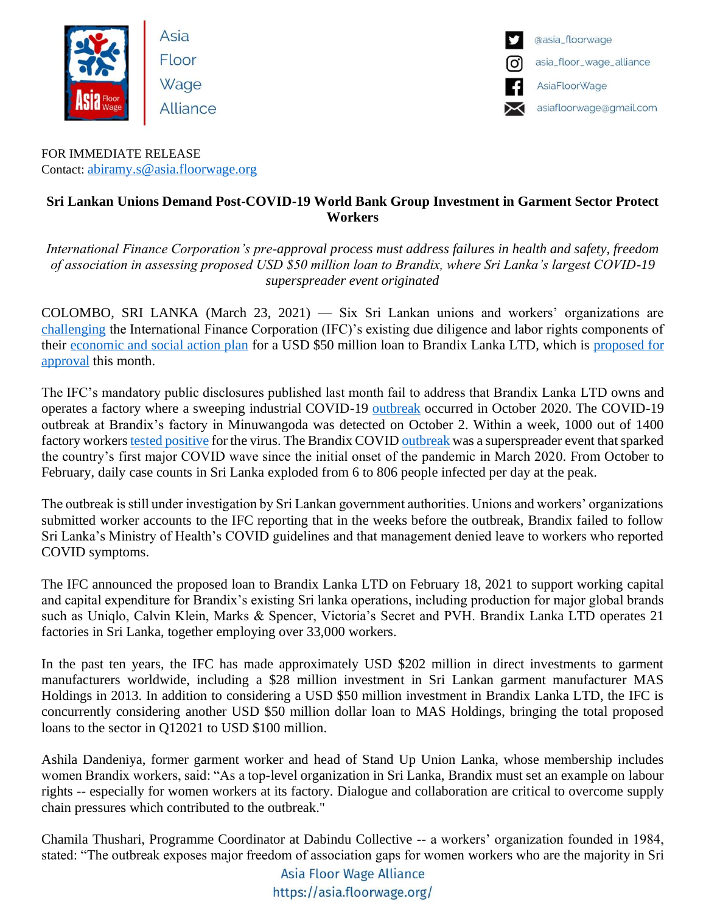Asia Floor Wage Alliance

@asia_floorwage
asia_floor_wage_alliance
AsiaFloorWage
asiafloorwage@gmail.com

FOR IMMEDIATE RELEASE
Contact: [abiramy.s@asia.floorwage.org](mailto:abiramy.s@asia.floorwage.org)

**Sri Lankan Unions Demand Post-COVID-19 World Bank Group Investment in Garment Sector Protect Workers**

*International Finance Corporation's pre-approval process must address failures in health and safety, freedom of association in assessing proposed USD $50 million loan to Brandix, where Sri Lanka's largest COVID-19 superspreader event originated*

COLOMBO, SRI LANKA (March 23, 2021) — Six Sri Lankan unions and workers' organizations are challenging the International Finance Corporation (IFC)'s existing due diligence and labor rights components of their economic and social action plan for a USD $50 million loan to Brandix Lanka LTD, which is proposed for approval this month.

The IFC's mandatory public disclosures published last month fail to address that Brandix Lanka LTD owns and operates a factory where a sweeping industrial COVID-19 outbreak occurred in October 2020. The COVID-19 outbreak at Brandix's factory in Minuwangoda was detected on October 2. Within a week, 1000 out of 1400 factory workers tested positive for the virus. The Brandix COVID outbreak was a superspreader event that sparked the country's first major COVID wave since the initial onset of the pandemic in March 2020. From October to February, daily case counts in Sri Lanka exploded from 6 to 806 people infected per day at the peak.

The outbreak is still under investigation by Sri Lankan government authorities. Unions and workers' organizations submitted worker accounts to the IFC reporting that in the weeks before the outbreak, Brandix failed to follow Sri Lanka's Ministry of Health's COVID guidelines and that management denied leave to workers who reported COVID symptoms.

The IFC announced the proposed loan to Brandix Lanka LTD on February 18, 2021 to support working capital and capital expenditure for Brandix's existing Sri lanka operations, including production for major global brands such as Uniqlo, Calvin Klein, Marks & Spencer, Victoria's Secret and PVH. Brandix Lanka LTD operates 21 factories in Sri Lanka, together employing over 33,000 workers.

In the past ten years, the IFC has made approximately USD $202 million in direct investments to garment manufacturers worldwide, including a $28 million investment in Sri Lankan garment manufacturer MAS Holdings in 2013. In addition to considering a USD $50 million investment in Brandix Lanka LTD, the IFC is concurrently considering another USD $50 million dollar loan to MAS Holdings, bringing the total proposed loans to the sector in Q12021 to USD $100 million.

Ashila Dandeniya, former garment worker and head of Stand Up Union Lanka, whose membership includes women Brandix workers, said: "As a top-level organization in Sri Lanka, Brandix must set an example on labour rights -- especially for women workers at its factory. Dialogue and collaboration are critical to overcome supply chain pressures which contributed to the outbreak."

Chamila Thushari, Programme Coordinator at Dabindu Collective -- a workers' organization founded in 1984, stated: "The outbreak exposes major freedom of association gaps for women workers who are the majority in Sri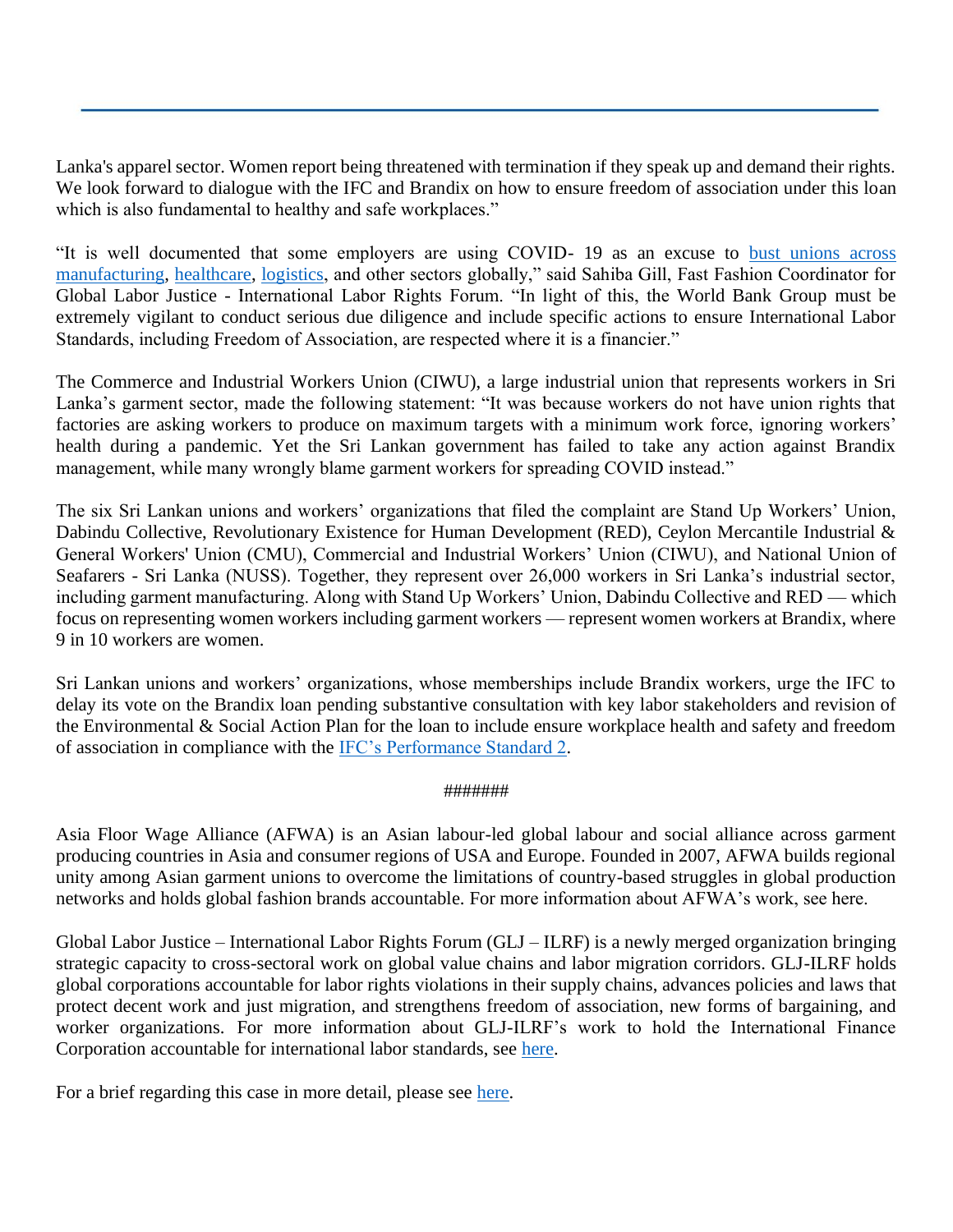Lanka's apparel sector. Women report being threatened with termination if they speak up and demand their rights. We look forward to dialogue with the IFC and Brandix on how to ensure freedom of association under this loan which is also fundamental to healthy and safe workplaces."

"It is well documented that some employers are using COVID- 19 as an excuse to [bust unions across manufacturing](), [healthcare](), [logistics](), and other sectors globally," said Sahiba Gill, Fast Fashion Coordinator for Global Labor Justice - International Labor Rights Forum. "In light of this, the World Bank Group must be extremely vigilant to conduct serious due diligence and include specific actions to ensure International Labor Standards, including Freedom of Association, are respected where it is a financier."

The Commerce and Industrial Workers Union (CIWU), a large industrial union that represents workers in Sri Lanka's garment sector, made the following statement: "It was because workers do not have union rights that factories are asking workers to produce on maximum targets with a minimum work force, ignoring workers' health during a pandemic. Yet the Sri Lankan government has failed to take any action against Brandix management, while many wrongly blame garment workers for spreading COVID instead."

The six Sri Lankan unions and workers' organizations that filed the complaint are Stand Up Workers' Union, Dabindu Collective, Revolutionary Existence for Human Development (RED), Ceylon Mercantile Industrial & General Workers' Union (CMU), Commercial and Industrial Workers' Union (CIWU), and National Union of Seafarers - Sri Lanka (NUSS). Together, they represent over 26,000 workers in Sri Lanka's industrial sector, including garment manufacturing. Along with Stand Up Workers' Union, Dabindu Collective and RED — which focus on representing women workers including garment workers — represent women workers at Brandix, where 9 in 10 workers are women.

Sri Lankan unions and workers' organizations, whose memberships include Brandix workers, urge the IFC to delay its vote on the Brandix loan pending substantive consultation with key labor stakeholders and revision of the Environmental & Social Action Plan for the loan to include ensure workplace health and safety and freedom of association in compliance with the [IFC's Performance Standard 2]().

#######

Asia Floor Wage Alliance (AFWA) is an Asian labour-led global labour and social alliance across garment producing countries in Asia and consumer regions of USA and Europe. Founded in 2007, AFWA builds regional unity among Asian garment unions to overcome the limitations of country-based struggles in global production networks and holds global fashion brands accountable. For more information about AFWA's work, see here.

Global Labor Justice – International Labor Rights Forum (GLJ – ILRF) is a newly merged organization bringing strategic capacity to cross-sectoral work on global value chains and labor migration corridors. GLJ-ILRF holds global corporations accountable for labor rights violations in their supply chains, advances policies and laws that protect decent work and just migration, and strengthens freedom of association, new forms of bargaining, and worker organizations. For more information about GLJ-ILRF's work to hold the International Finance Corporation accountable for international labor standards, see [here]().

For a brief regarding this case in more detail, please see [here]().